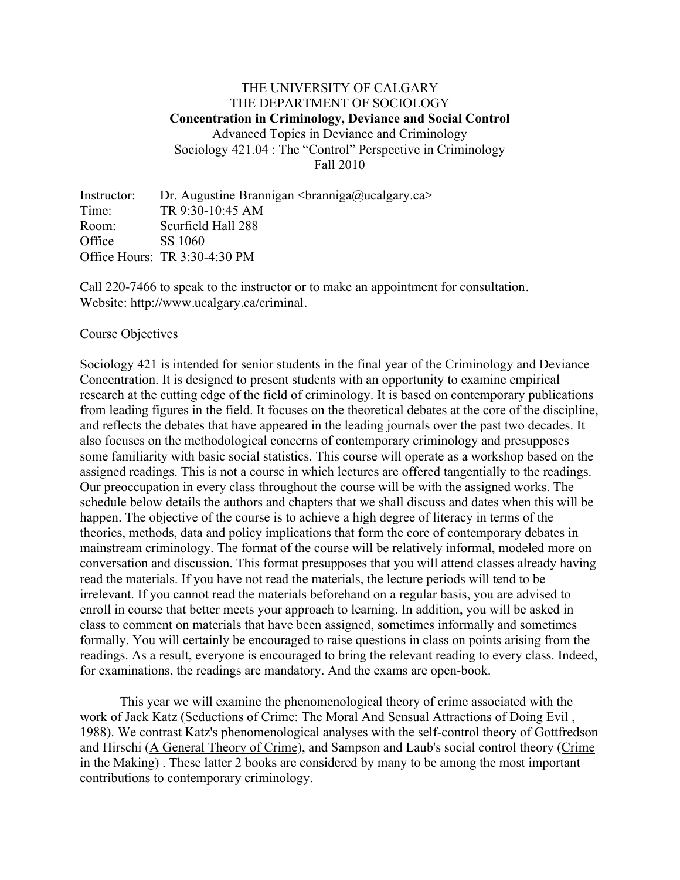THE UNIVERSITY OF CALGARY
THE DEPARTMENT OF SOCIOLOGY
**Concentration in Criminology, Deviance and Social Control**
Advanced Topics in Deviance and Criminology
Sociology 421.04 : The "Control" Perspective in Criminology
Fall 2010

Instructor: Dr. Augustine Brannigan <branniga@ucalgary.ca>
Time: TR 9:30-10:45 AM
Room: Scurfield Hall 288
Office SS 1060
Office Hours: TR 3:30-4:30 PM

Call 220-7466 to speak to the instructor or to make an appointment for consultation.
Website: http://www.ucalgary.ca/criminal.

Course Objectives

Sociology 421 is intended for senior students in the final year of the Criminology and Deviance Concentration. It is designed to present students with an opportunity to examine empirical research at the cutting edge of the field of criminology. It is based on contemporary publications from leading figures in the field. It focuses on the theoretical debates at the core of the discipline, and reflects the debates that have appeared in the leading journals over the past two decades. It also focuses on the methodological concerns of contemporary criminology and presupposes some familiarity with basic social statistics. This course will operate as a workshop based on the assigned readings. This is not a course in which lectures are offered tangentially to the readings. Our preoccupation in every class throughout the course will be with the assigned works. The schedule below details the authors and chapters that we shall discuss and dates when this will be happen. The objective of the course is to achieve a high degree of literacy in terms of the theories, methods, data and policy implications that form the core of contemporary debates in mainstream criminology. The format of the course will be relatively informal, modeled more on conversation and discussion. This format presupposes that you will attend classes already having read the materials. If you have not read the materials, the lecture periods will tend to be irrelevant. If you cannot read the materials beforehand on a regular basis, you are advised to enroll in course that better meets your approach to learning. In addition, you will be asked in class to comment on materials that have been assigned, sometimes informally and sometimes formally. You will certainly be encouraged to raise questions in class on points arising from the readings. As a result, everyone is encouraged to bring the relevant reading to every class. Indeed, for examinations, the readings are mandatory. And the exams are open-book.

This year we will examine the phenomenological theory of crime associated with the work of Jack Katz (Seductions of Crime: The Moral And Sensual Attractions of Doing Evil , 1988). We contrast Katz's phenomenological analyses with the self-control theory of Gottfredson and Hirschi (A General Theory of Crime), and Sampson and Laub's social control theory (Crime in the Making) . These latter 2 books are considered by many to be among the most important contributions to contemporary criminology.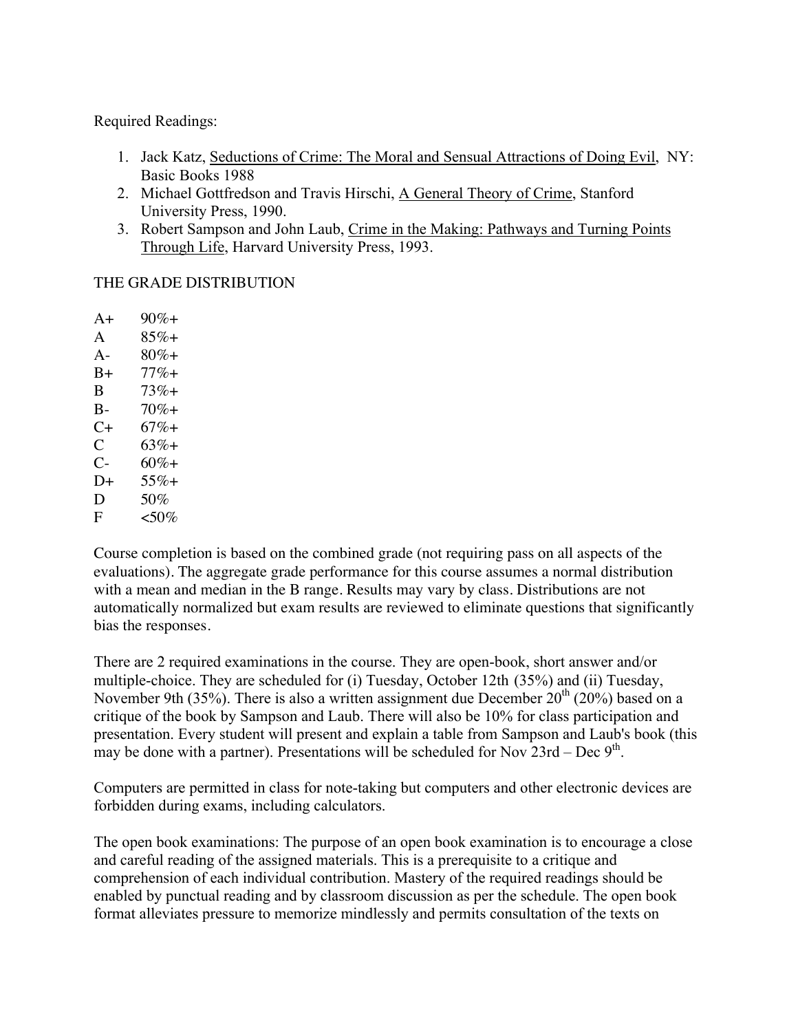Required Readings:

1. Jack Katz, Seductions of Crime: The Moral and Sensual Attractions of Doing Evil, NY: Basic Books 1988
2. Michael Gottfredson and Travis Hirschi, A General Theory of Crime, Stanford University Press, 1990.
3. Robert Sampson and John Laub, Crime in the Making: Pathways and Turning Points Through Life, Harvard University Press, 1993.

THE GRADE DISTRIBUTION

| | |
|---|---|
| A+ | 90%+ |
| A | 85%+ |
| A- | 80%+ |
| B+ | 77%+ |
| B | 73%+ |
| B- | 70%+ |
| C+ | 67%+ |
| C | 63%+ |
| C- | 60%+ |
| D+ | 55%+ |
| D | 50% |
| F | <50% |

Course completion is based on the combined grade (not requiring pass on all aspects of the evaluations). The aggregate grade performance for this course assumes a normal distribution with a mean and median in the B range. Results may vary by class. Distributions are not automatically normalized but exam results are reviewed to eliminate questions that significantly bias the responses.

There are 2 required examinations in the course. They are open-book, short answer and/or multiple-choice. They are scheduled for (i) Tuesday, October 12th (35%) and (ii) Tuesday, November 9th (35%). There is also a written assignment due December 20th (20%) based on a critique of the book by Sampson and Laub. There will also be 10% for class participation and presentation. Every student will present and explain a table from Sampson and Laub's book (this may be done with a partner). Presentations will be scheduled for Nov 23rd – Dec 9th.

Computers are permitted in class for note-taking but computers and other electronic devices are forbidden during exams, including calculators.

The open book examinations: The purpose of an open book examination is to encourage a close and careful reading of the assigned materials. This is a prerequisite to a critique and comprehension of each individual contribution. Mastery of the required readings should be enabled by punctual reading and by classroom discussion as per the schedule. The open book format alleviates pressure to memorize mindlessly and permits consultation of the texts on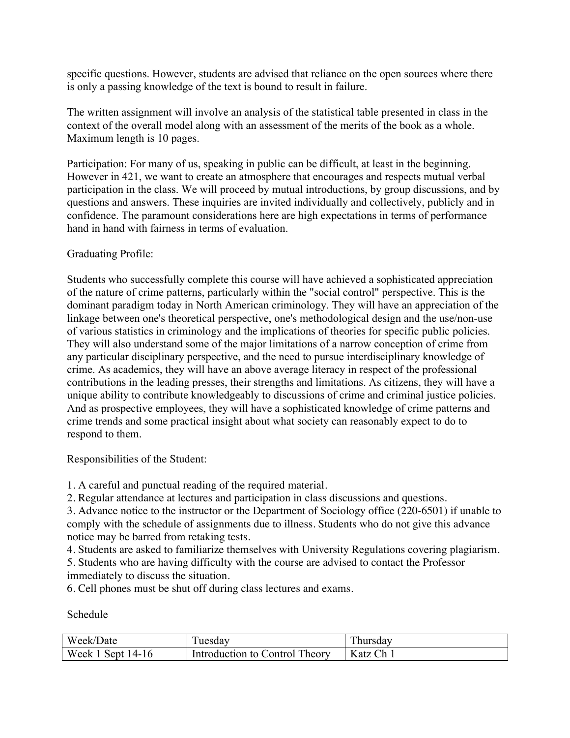specific questions. However, students are advised that reliance on the open sources where there is only a passing knowledge of the text is bound to result in failure.

The written assignment will involve an analysis of the statistical table presented in class in the context of the overall model along with an assessment of the merits of the book as a whole. Maximum length is 10 pages.

Participation: For many of us, speaking in public can be difficult, at least in the beginning. However in 421, we want to create an atmosphere that encourages and respects mutual verbal participation in the class. We will proceed by mutual introductions, by group discussions, and by questions and answers. These inquiries are invited individually and collectively, publicly and in confidence. The paramount considerations here are high expectations in terms of performance hand in hand with fairness in terms of evaluation.

Graduating Profile:

Students who successfully complete this course will have achieved a sophisticated appreciation of the nature of crime patterns, particularly within the "social control" perspective. This is the dominant paradigm today in North American criminology. They will have an appreciation of the linkage between one's theoretical perspective, one's methodological design and the use/non-use of various statistics in criminology and the implications of theories for specific public policies. They will also understand some of the major limitations of a narrow conception of crime from any particular disciplinary perspective, and the need to pursue interdisciplinary knowledge of crime. As academics, they will have an above average literacy in respect of the professional contributions in the leading presses, their strengths and limitations. As citizens, they will have a unique ability to contribute knowledgeably to discussions of crime and criminal justice policies. And as prospective employees, they will have a sophisticated knowledge of crime patterns and crime trends and some practical insight about what society can reasonably expect to do to respond to them.

Responsibilities of the Student:

1. A careful and punctual reading of the required material.
2. Regular attendance at lectures and participation in class discussions and questions.
3. Advance notice to the instructor or the Department of Sociology office (220-6501) if unable to comply with the schedule of assignments due to illness. Students who do not give this advance notice may be barred from retaking tests.
4. Students are asked to familiarize themselves with University Regulations covering plagiarism.
5. Students who are having difficulty with the course are advised to contact the Professor immediately to discuss the situation.
6. Cell phones must be shut off during class lectures and exams.

Schedule

| Week/Date | Tuesday | Thursday |
|---|---|---|
| Week 1 Sept 14-16 | Introduction to Control Theory | Katz Ch 1 |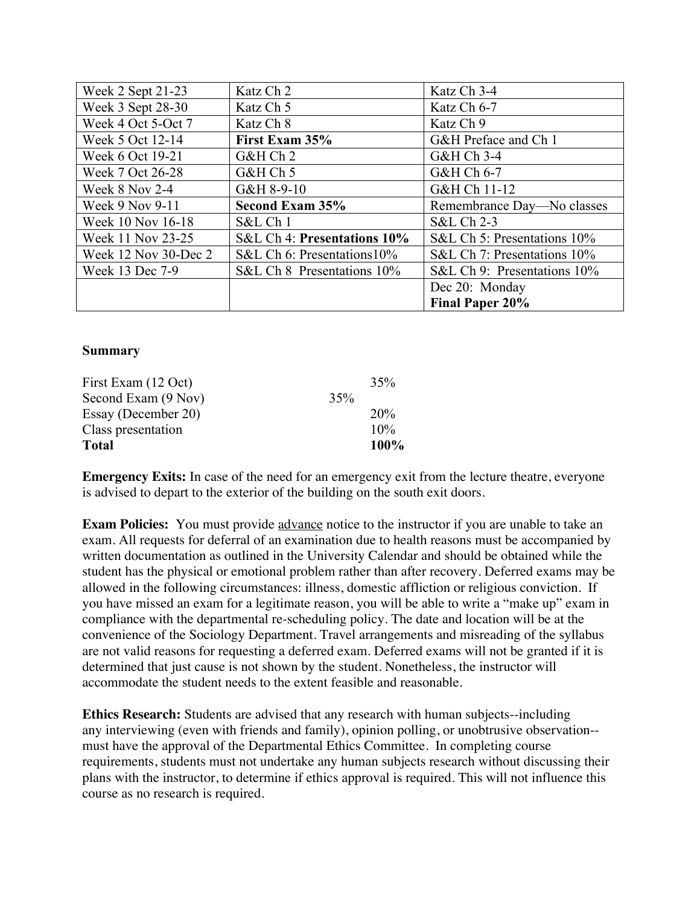| Week 2 Sept 21-23 | Katz Ch 2 | Katz Ch 3-4 |
|---|---|---|
| Week 3 Sept 28-30 | Katz Ch 5 | Katz Ch 6-7 |
| Week 4 Oct 5-Oct 7 | Katz Ch 8 | Katz Ch 9 |
| Week 5 Oct 12-14 | **First Exam 35%** | G&H Preface and Ch 1 |
| Week 6 Oct 19-21 | G&H Ch 2 | G&H Ch 3-4 |
| Week 7 Oct 26-28 | G&H Ch 5 | G&H Ch 6-7 |
| Week 8 Nov 2-4 | G&H 8-9-10 | G&H Ch 11-12 |
| Week 9 Nov 9-11 | **Second Exam 35%** | Remembrance Day—No classes |
| Week 10 Nov 16-18 | S&L Ch 1 | S&L Ch 2-3 |
| Week 11 Nov 23-25 | S&L Ch 4: **Presentations 10%** | S&L Ch 5: Presentations 10% |
| Week 12 Nov 30-Dec 2 | S&L Ch 6: Presentations10% | S&L Ch 7: Presentations 10% |
| Week 13 Dec 7-9 | S&L Ch 8 Presentations 10% | S&L Ch 9: Presentations 10% |
| | | Dec 20: Monday **Final Paper 20%** |

**Summary**

| | |
|---|---|
| First Exam (12 Oct) | 35% |
| Second Exam (9 Nov) | 35% |
| Essay (December 20) | 20% |
| Class presentation | 10% |
| **Total** | **100%** |

**Emergency Exits:** In case of the need for an emergency exit from the lecture theatre, everyone is advised to depart to the exterior of the building on the south exit doors.

**Exam Policies:** You must provide advance notice to the instructor if you are unable to take an exam. All requests for deferral of an examination due to health reasons must be accompanied by written documentation as outlined in the University Calendar and should be obtained while the student has the physical or emotional problem rather than after recovery. Deferred exams may be allowed in the following circumstances: illness, domestic affliction or religious conviction. If you have missed an exam for a legitimate reason, you will be able to write a "make up" exam in compliance with the departmental re-scheduling policy. The date and location will be at the convenience of the Sociology Department. Travel arrangements and misreading of the syllabus are not valid reasons for requesting a deferred exam. Deferred exams will not be granted if it is determined that just cause is not shown by the student. Nonetheless, the instructor will accommodate the student needs to the extent feasible and reasonable.

**Ethics Research:** Students are advised that any research with human subjects--including any interviewing (even with friends and family), opinion polling, or unobtrusive observation--must have the approval of the Departmental Ethics Committee. In completing course requirements, students must not undertake any human subjects research without discussing their plans with the instructor, to determine if ethics approval is required. This will not influence this course as no research is required.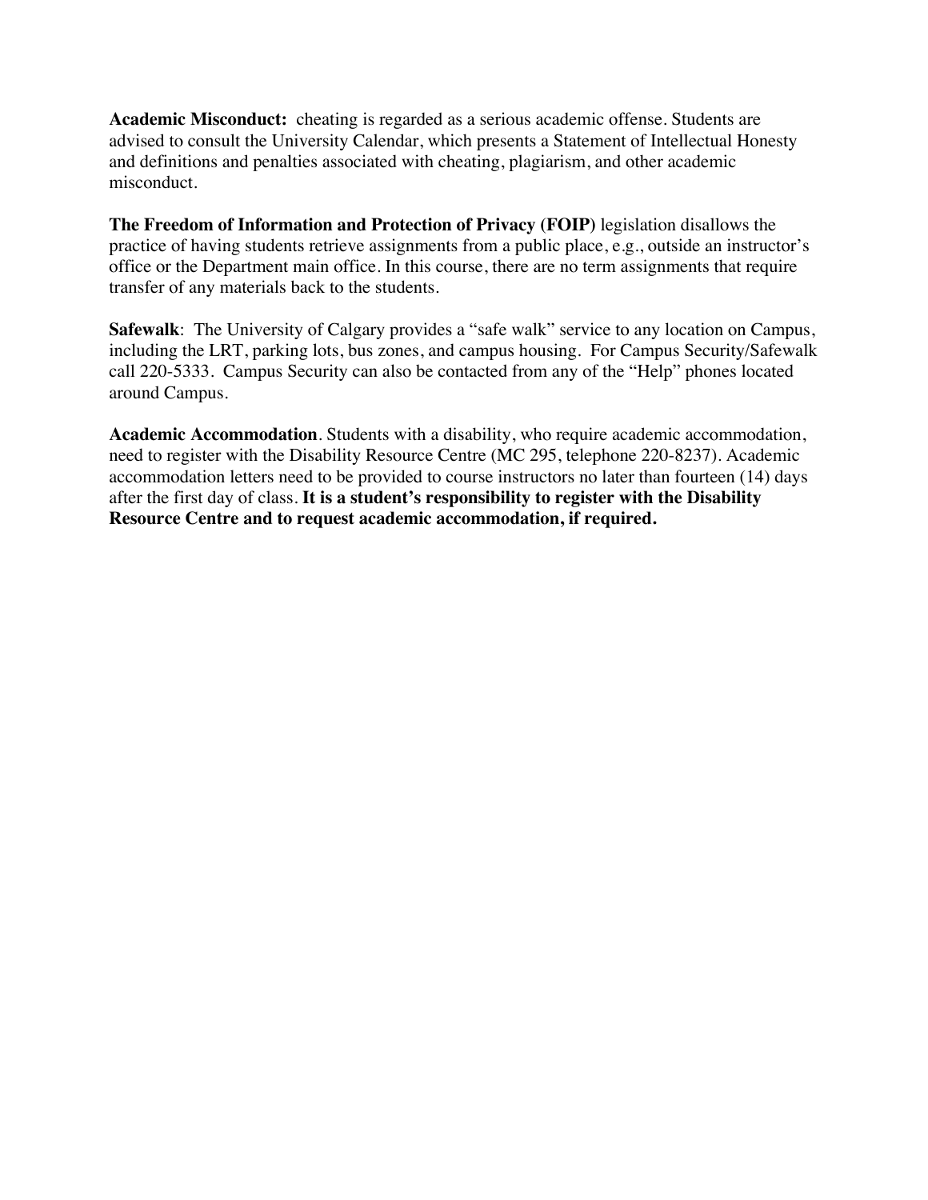**Academic Misconduct:** cheating is regarded as a serious academic offense. Students are advised to consult the University Calendar, which presents a Statement of Intellectual Honesty and definitions and penalties associated with cheating, plagiarism, and other academic misconduct.

**The Freedom of Information and Protection of Privacy (FOIP)** legislation disallows the practice of having students retrieve assignments from a public place, e.g., outside an instructor's office or the Department main office. In this course, there are no term assignments that require transfer of any materials back to the students.

**Safewalk**: The University of Calgary provides a "safe walk" service to any location on Campus, including the LRT, parking lots, bus zones, and campus housing. For Campus Security/Safewalk call 220-5333. Campus Security can also be contacted from any of the "Help" phones located around Campus.

**Academic Accommodation**. Students with a disability, who require academic accommodation, need to register with the Disability Resource Centre (MC 295, telephone 220-8237). Academic accommodation letters need to be provided to course instructors no later than fourteen (14) days after the first day of class. **It is a student's responsibility to register with the Disability Resource Centre and to request academic accommodation, if required.**